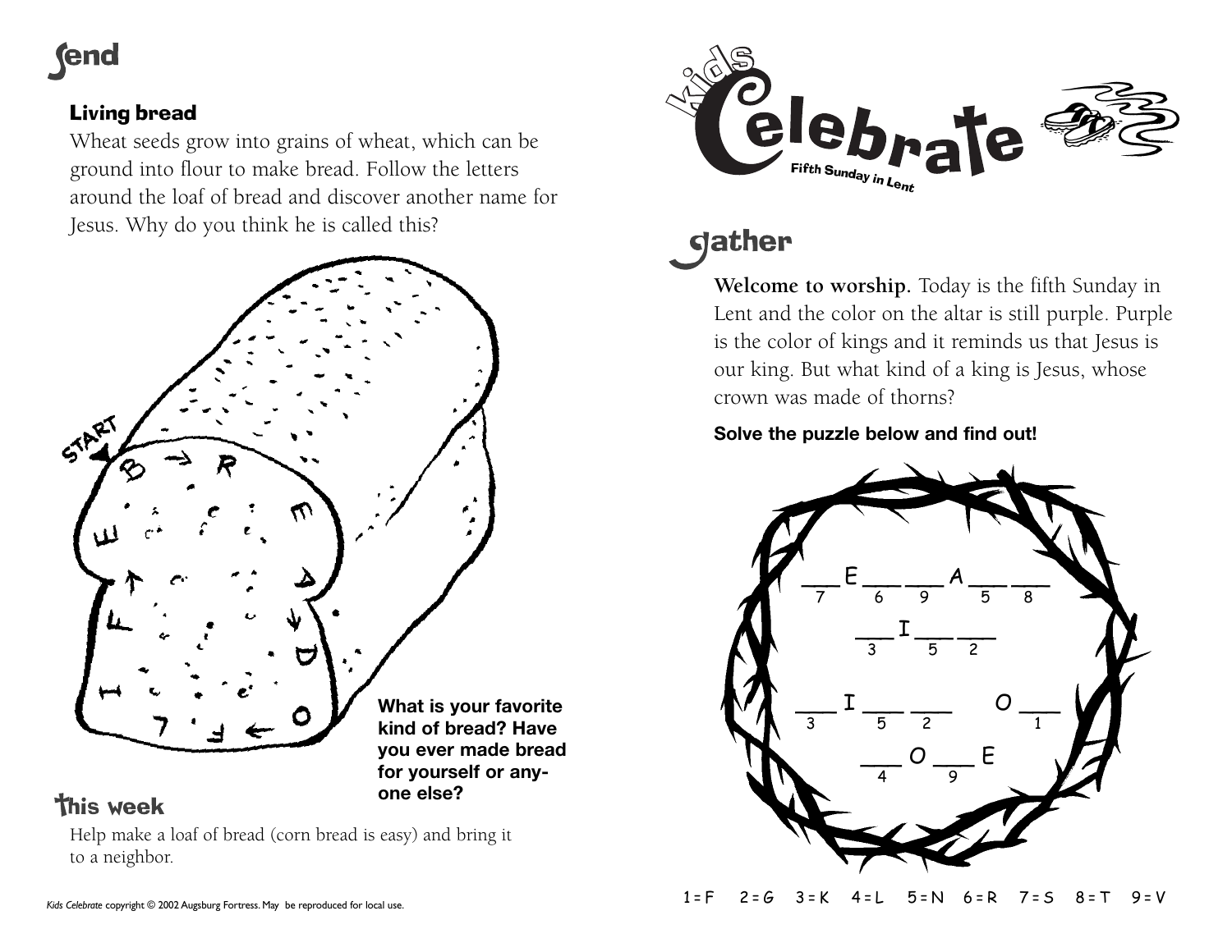# send

## Living bread

Wheat seeds grow into grains of wheat, which can be ground into flour to make bread. Follow the letters around the loaf of bread and discover another name for Jesus. Why do you think he is called this?

START

B → R E A D O ← F L I F E

**What is your favorite kind of bread? Have you ever made bread for yourself or anyone else?**

## this week

Help make a loaf of bread (corn bread is easy) and bring it to a neighbor.

*Kids Celebrate* copyright © 2002 Augsburg Fortress. May be reproduced for local use.

# kids Celebrate

Fifth Sunday in Lent

# gather

**Welcome to worship.** Today is the fifth Sunday in Lent and the color on the altar is still purple. Purple is the color of kings and it reminds us that Jesus is our king. But what kind of a king is Jesus, whose crown was made of thorns?

**Solve the puzzle below and find out!**

___ E ___ ___ A ___ ___
7 6 9 5 8

___ I ___ ___
3 5 2

___ I ___ ___ O ___
3 5 2 1

___ O ___ E
4 9

1 = F 2 = G 3 = K 4 = L 5 = N 6 = R 7 = S 8 = T 9 = V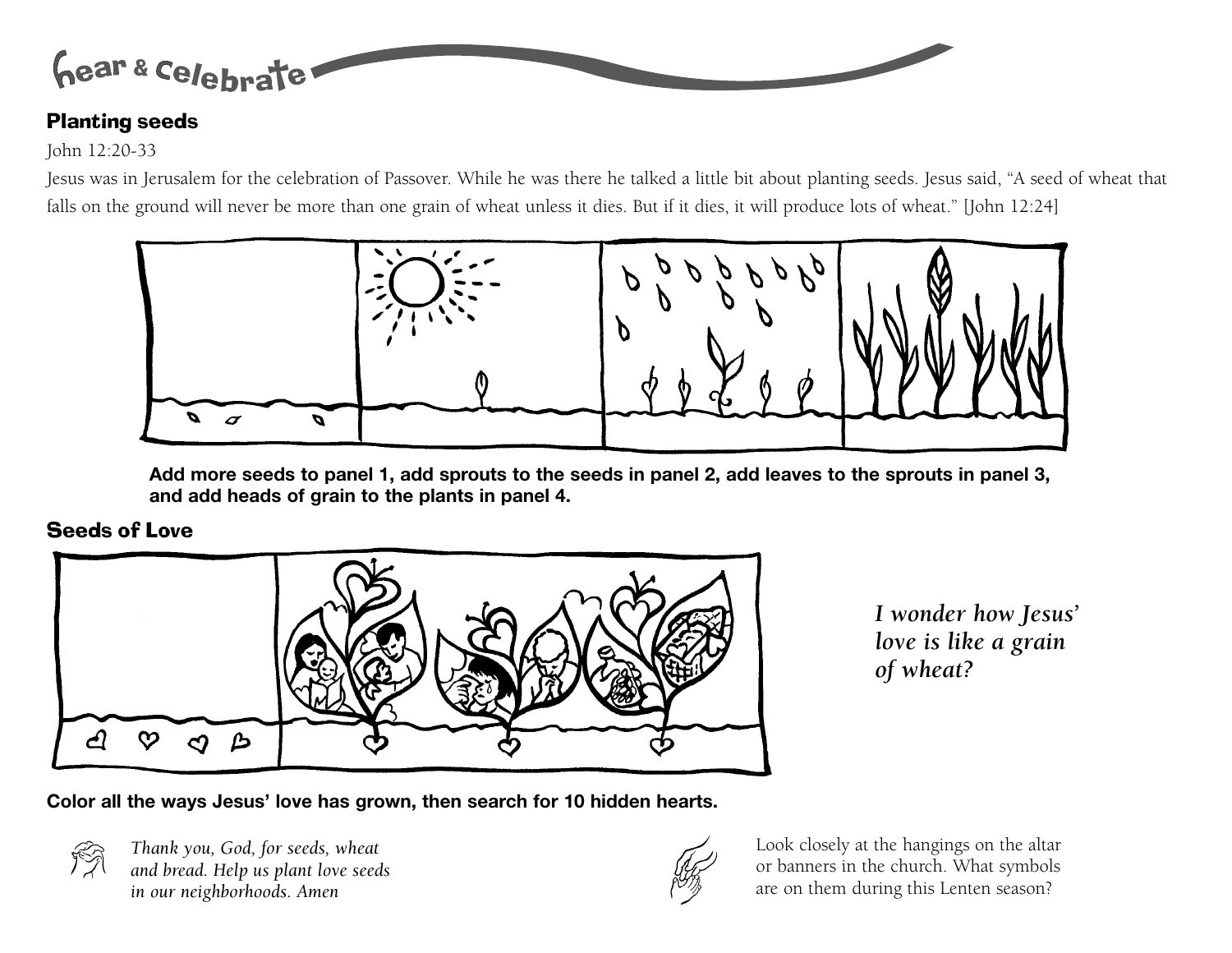# hear & celebrate

## Planting seeds

John 12:20-33

Jesus was in Jerusalem for the celebration of Passover. While he was there he talked a little bit about planting seeds. Jesus said, "A seed of wheat that falls on the ground will never be more than one grain of wheat unless it dies. But if it dies, it will produce lots of wheat." [John 12:24]

**Add more seeds to panel 1, add sprouts to the seeds in panel 2, add leaves to the sprouts in panel 3, and add heads of grain to the plants in panel 4.**

## Seeds of Love

*I wonder how Jesus' love is like a grain of wheat?*

**Color all the ways Jesus' love has grown, then search for 10 hidden hearts.**

*Thank you, God, for seeds, wheat and bread. Help us plant love seeds in our neighborhoods. Amen*

Look closely at the hangings on the altar or banners in the church. What symbols are on them during this Lenten season?